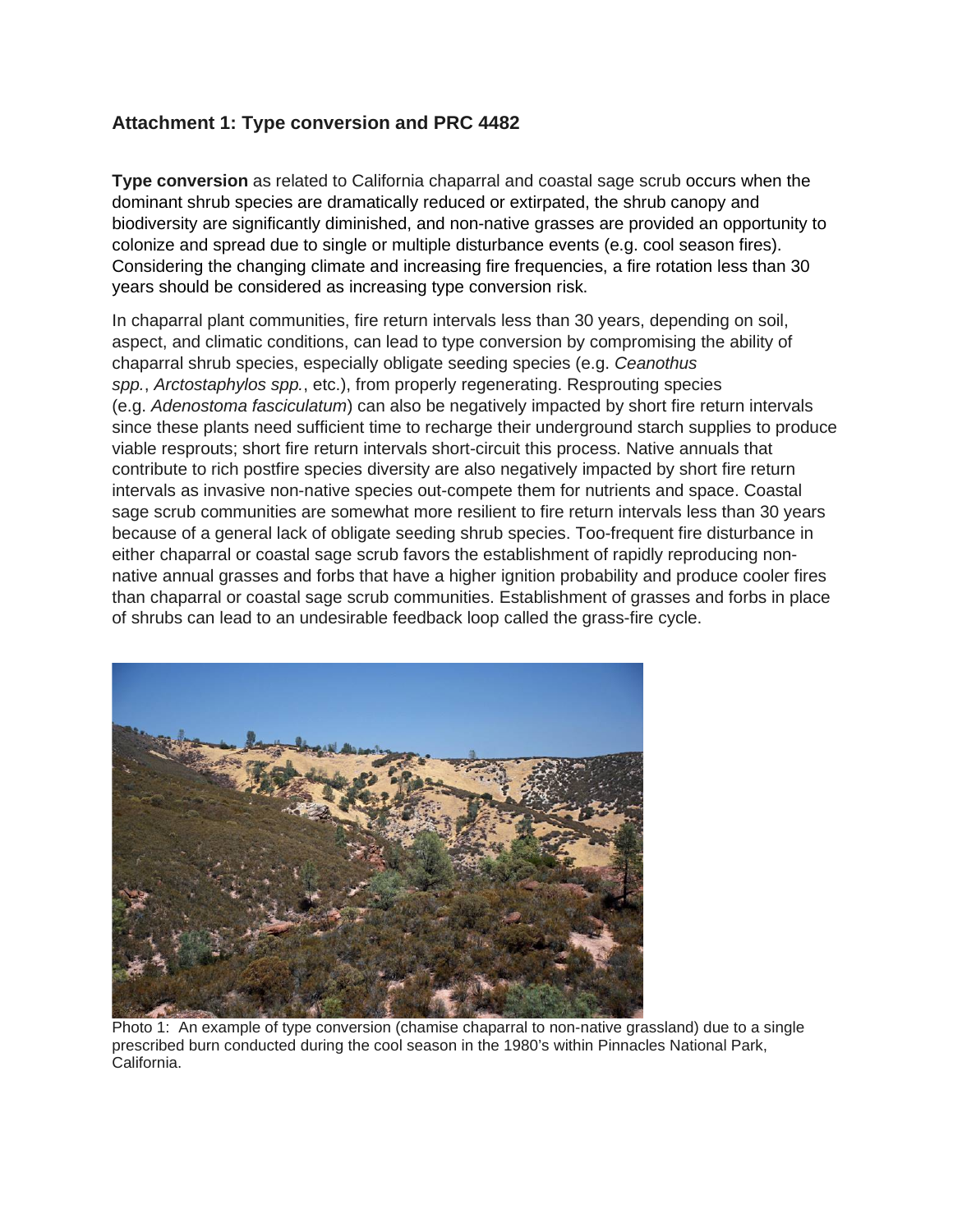## Attachment 1: Type conversion and PRC 4482

**Type conversion** as related to California chaparral and coastal sage scrub occurs when the dominant shrub species are dramatically reduced or extirpated, the shrub canopy and biodiversity are significantly diminished, and non-native grasses are provided an opportunity to colonize and spread due to single or multiple disturbance events (e.g. cool season fires). Considering the changing climate and increasing fire frequencies, a fire rotation less than 30 years should be considered as increasing type conversion risk.

In chaparral plant communities, fire return intervals less than 30 years, depending on soil, aspect, and climatic conditions, can lead to type conversion by compromising the ability of chaparral shrub species, especially obligate seeding species (e.g. *Ceanothus spp.*, *Arctostaphylos spp.*, etc.), from properly regenerating. Resprouting species (e.g. *Adenostoma fasciculatum*) can also be negatively impacted by short fire return intervals since these plants need sufficient time to recharge their underground starch supplies to produce viable resprouts; short fire return intervals short-circuit this process. Native annuals that contribute to rich postfire species diversity are also negatively impacted by short fire return intervals as invasive non-native species out-compete them for nutrients and space. Coastal sage scrub communities are somewhat more resilient to fire return intervals less than 30 years because of a general lack of obligate seeding shrub species. Too-frequent fire disturbance in either chaparral or coastal sage scrub favors the establishment of rapidly reproducing non-native annual grasses and forbs that have a higher ignition probability and produce cooler fires than chaparral or coastal sage scrub communities. Establishment of grasses and forbs in place of shrubs can lead to an undesirable feedback loop called the grass-fire cycle.

Photo 1: An example of type conversion (chamise chaparral to non-native grassland) due to a single prescribed burn conducted during the cool season in the 1980's within Pinnacles National Park, California.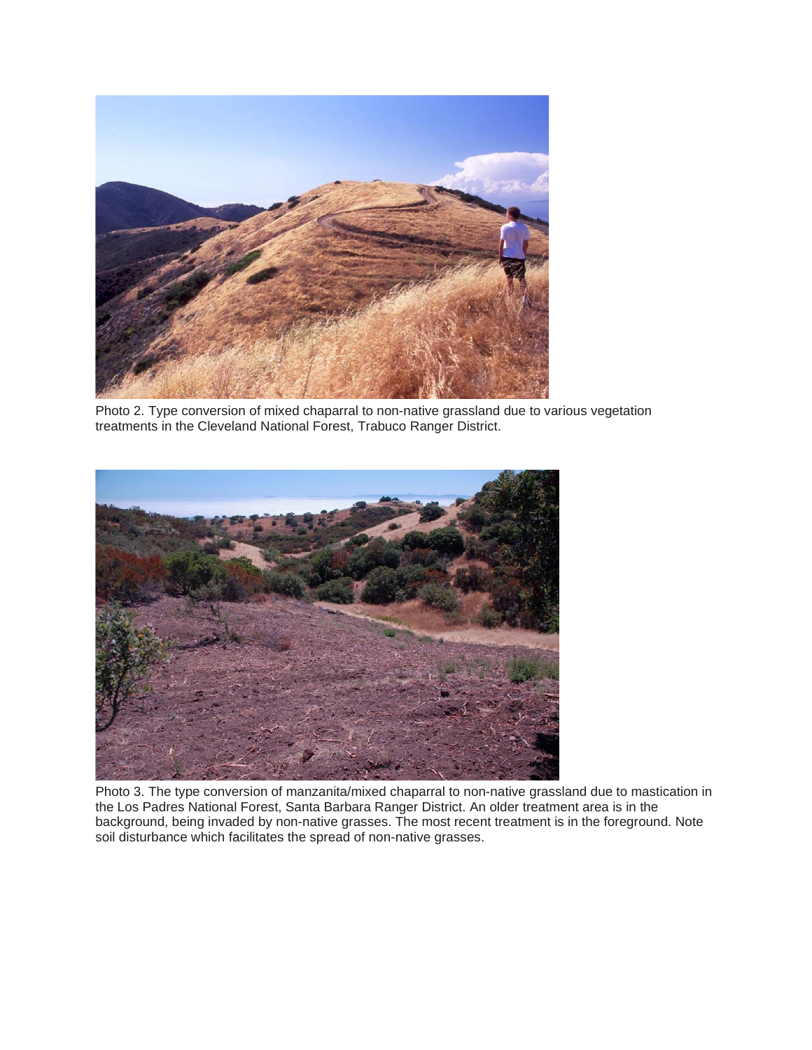Photo 2. Type conversion of mixed chaparral to non-native grassland due to various vegetation treatments in the Cleveland National Forest, Trabuco Ranger District.

Photo 3. The type conversion of manzanita/mixed chaparral to non-native grassland due to mastication in the Los Padres National Forest, Santa Barbara Ranger District. An older treatment area is in the background, being invaded by non-native grasses. The most recent treatment is in the foreground. Note soil disturbance which facilitates the spread of non-native grasses.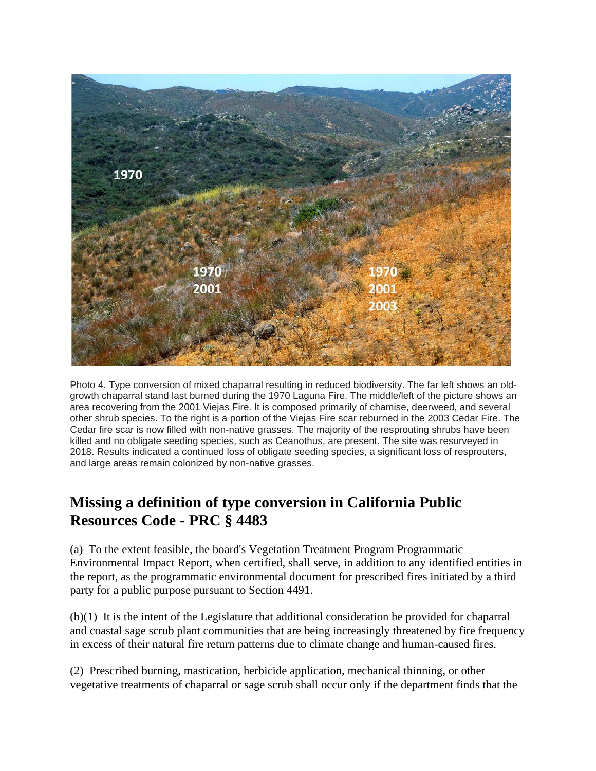Photo 4. Type conversion of mixed chaparral resulting in reduced biodiversity. The far left shows an old-growth chaparral stand last burned during the 1970 Laguna Fire. The middle/left of the picture shows an area recovering from the 2001 Viejas Fire. It is composed primarily of chamise, deerweed, and several other shrub species. To the right is a portion of the Viejas Fire scar reburned in the 2003 Cedar Fire. The Cedar fire scar is now filled with non-native grasses. The majority of the resprouting shrubs have been killed and no obligate seeding species, such as Ceanothus, are present. The site was resurveyed in 2018. Results indicated a continued loss of obligate seeding species, a significant loss of resprouters, and large areas remain colonized by non-native grasses.

## Missing a definition of type conversion in California Public Resources Code - PRC § 4483

(a) To the extent feasible, the board's Vegetation Treatment Program Programmatic Environmental Impact Report, when certified, shall serve, in addition to any identified entities in the report, as the programmatic environmental document for prescribed fires initiated by a third party for a public purpose pursuant to Section 4491.

(b)(1) It is the intent of the Legislature that additional consideration be provided for chaparral and coastal sage scrub plant communities that are being increasingly threatened by fire frequency in excess of their natural fire return patterns due to climate change and human-caused fires.

(2) Prescribed burning, mastication, herbicide application, mechanical thinning, or other vegetative treatments of chaparral or sage scrub shall occur only if the department finds that the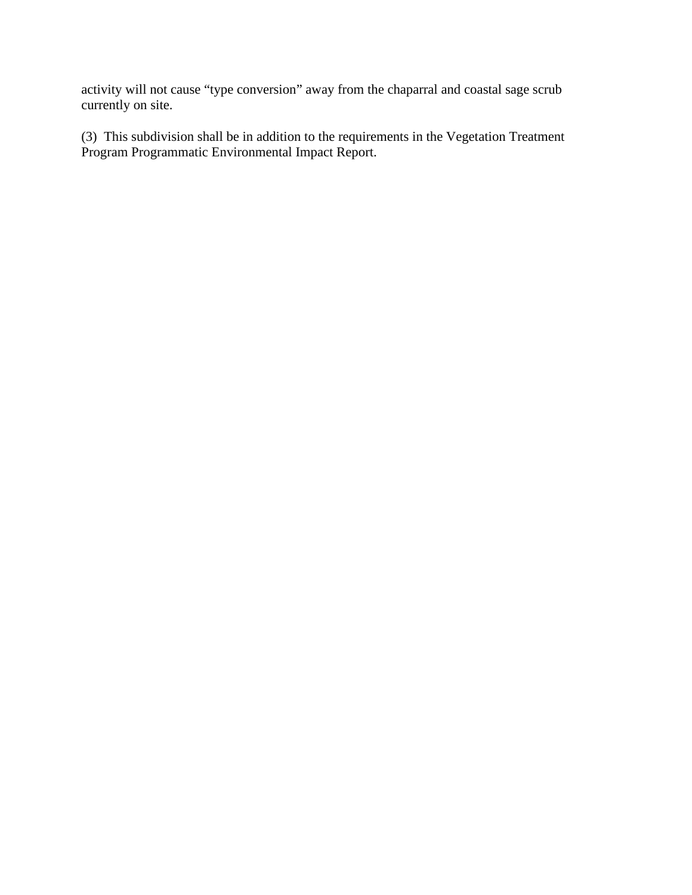activity will not cause “type conversion” away from the chaparral and coastal sage scrub currently on site.

(3) This subdivision shall be in addition to the requirements in the Vegetation Treatment Program Programmatic Environmental Impact Report.